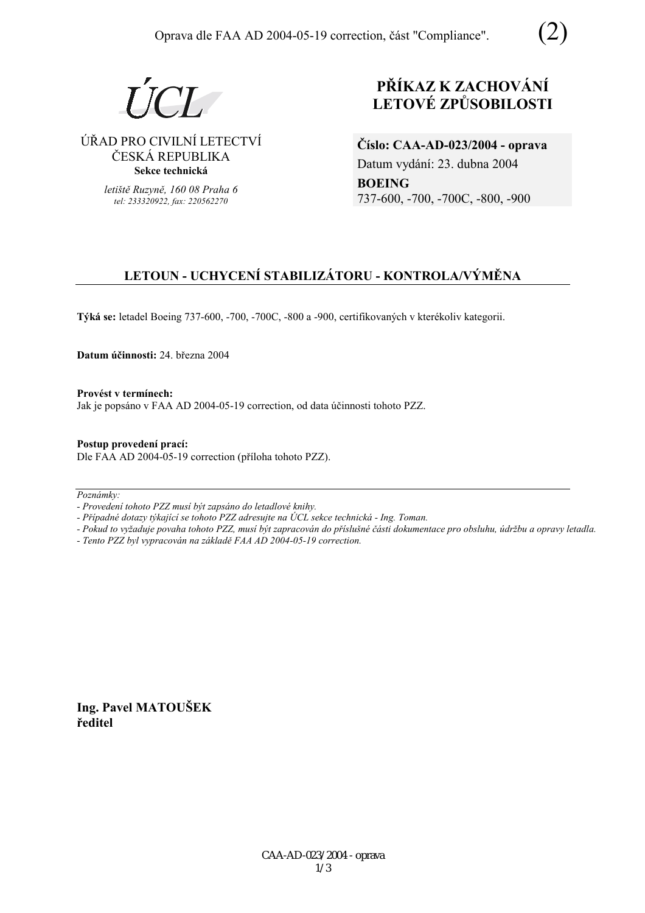Oprava dle FAA AD 2004-05-19 correction, část "Compliance". (2)

ÚCL

ÚŘAD PRO CIVILNÍ LETECTVÍ
ČESKÁ REPUBLIKA
**Sekce technická**

*letiště Ruzyně, 160 08 Praha 6*
*tel: 233320922, fax: 220562270*

# PŘÍKAZ K ZACHOVÁNÍ LETOVÉ ZPŮSOBILOSTI

**Číslo: CAA-AD-023/2004 - oprava**
Datum vydání: 23. dubna 2004
**BOEING**
737-600, -700, -700C, -800, -900

## LETOUN - UCHYCENÍ STABILIZÁTORU - KONTROLA/VÝMĚNA

**Týká se:** letadel Boeing 737-600, -700, -700C, -800 a -900, certifikovaných v kterékoliv kategorii.

**Datum účinnosti:** 24. března 2004

**Provést v termínech:**
Jak je popsáno v FAA AD 2004-05-19 correction, od data účinnosti tohoto PZZ.

**Postup provedení prací:**
Dle FAA AD 2004-05-19 correction (příloha tohoto PZZ).

*Poznámky:*
*- Provedení tohoto PZZ musí být zapsáno do letadlové knihy.*
*- Případné dotazy týkající se tohoto PZZ adresujte na ÚCL sekce technická - Ing. Toman.*
*- Pokud to vyžaduje povaha tohoto PZZ, musí být zapracován do příslušné části dokumentace pro obsluhu, údržbu a opravy letadla.*
*- Tento PZZ byl vypracován na základě FAA AD 2004-05-19 correction.*

**Ing. Pavel MATOUŠEK**
**ředitel**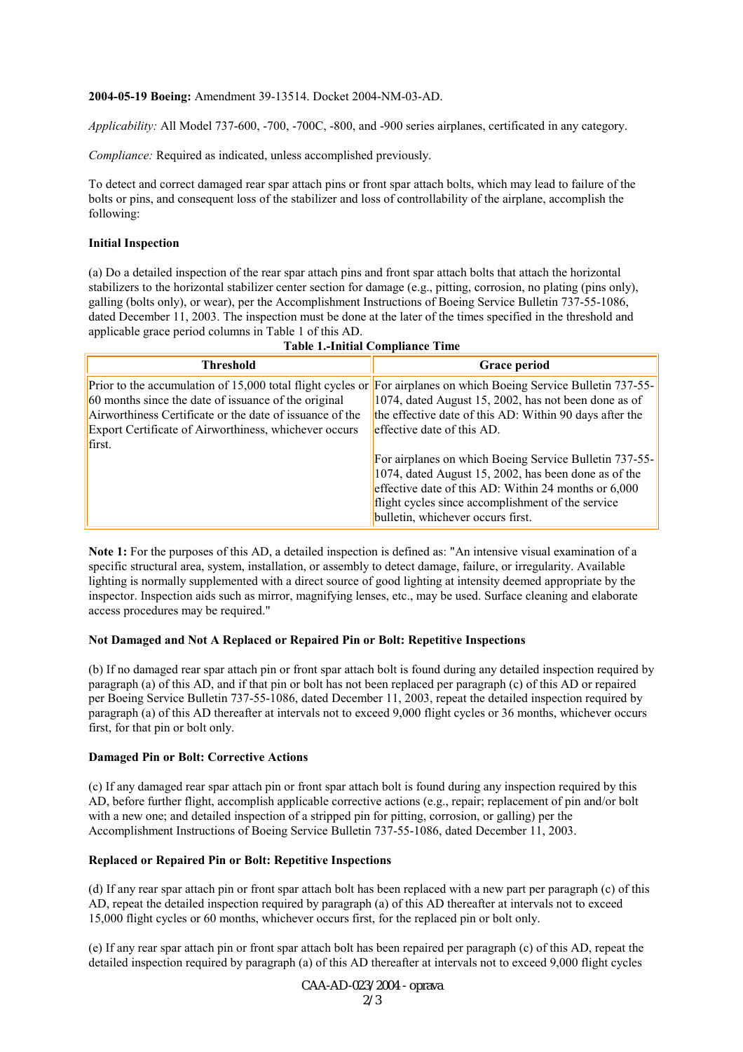**2004-05-19 Boeing:** Amendment 39-13514. Docket 2004-NM-03-AD.

*Applicability:* All Model 737-600, -700, -700C, -800, and -900 series airplanes, certificated in any category.

*Compliance:* Required as indicated, unless accomplished previously.

To detect and correct damaged rear spar attach pins or front spar attach bolts, which may lead to failure of the bolts or pins, and consequent loss of the stabilizer and loss of controllability of the airplane, accomplish the following:

**Initial Inspection**

(a) Do a detailed inspection of the rear spar attach pins and front spar attach bolts that attach the horizontal stabilizers to the horizontal stabilizer center section for damage (e.g., pitting, corrosion, no plating (pins only), galling (bolts only), or wear), per the Accomplishment Instructions of Boeing Service Bulletin 737-55-1086, dated December 11, 2003. The inspection must be done at the later of the times specified in the threshold and applicable grace period columns in Table 1 of this AD.

**Table 1.-Initial Compliance Time**

| Threshold | Grace period |
|---|---|
| Prior to the accumulation of 15,000 total flight cycles or 60 months since the date of issuance of the original Airworthiness Certificate or the date of issuance of the Export Certificate of Airworthiness, whichever occurs first. | For airplanes on which Boeing Service Bulletin 737-55-1074, dated August 15, 2002, has not been done as of the effective date of this AD: Within 90 days after the effective date of this AD.<br><br>For airplanes on which Boeing Service Bulletin 737-55-1074, dated August 15, 2002, has been done as of the effective date of this AD: Within 24 months or 6,000 flight cycles since accomplishment of the service bulletin, whichever occurs first. |

**Note 1:** For the purposes of this AD, a detailed inspection is defined as: "An intensive visual examination of a specific structural area, system, installation, or assembly to detect damage, failure, or irregularity. Available lighting is normally supplemented with a direct source of good lighting at intensity deemed appropriate by the inspector. Inspection aids such as mirror, magnifying lenses, etc., may be used. Surface cleaning and elaborate access procedures may be required."

**Not Damaged and Not A Replaced or Repaired Pin or Bolt: Repetitive Inspections**

(b) If no damaged rear spar attach pin or front spar attach bolt is found during any detailed inspection required by paragraph (a) of this AD, and if that pin or bolt has not been replaced per paragraph (c) of this AD or repaired per Boeing Service Bulletin 737-55-1086, dated December 11, 2003, repeat the detailed inspection required by paragraph (a) of this AD thereafter at intervals not to exceed 9,000 flight cycles or 36 months, whichever occurs first, for that pin or bolt only.

**Damaged Pin or Bolt: Corrective Actions**

(c) If any damaged rear spar attach pin or front spar attach bolt is found during any inspection required by this AD, before further flight, accomplish applicable corrective actions (e.g., repair; replacement of pin and/or bolt with a new one; and detailed inspection of a stripped pin for pitting, corrosion, or galling) per the Accomplishment Instructions of Boeing Service Bulletin 737-55-1086, dated December 11, 2003.

**Replaced or Repaired Pin or Bolt: Repetitive Inspections**

(d) If any rear spar attach pin or front spar attach bolt has been replaced with a new part per paragraph (c) of this AD, repeat the detailed inspection required by paragraph (a) of this AD thereafter at intervals not to exceed 15,000 flight cycles or 60 months, whichever occurs first, for the replaced pin or bolt only.

(e) If any rear spar attach pin or front spar attach bolt has been repaired per paragraph (c) of this AD, repeat the detailed inspection required by paragraph (a) of this AD thereafter at intervals not to exceed 9,000 flight cycles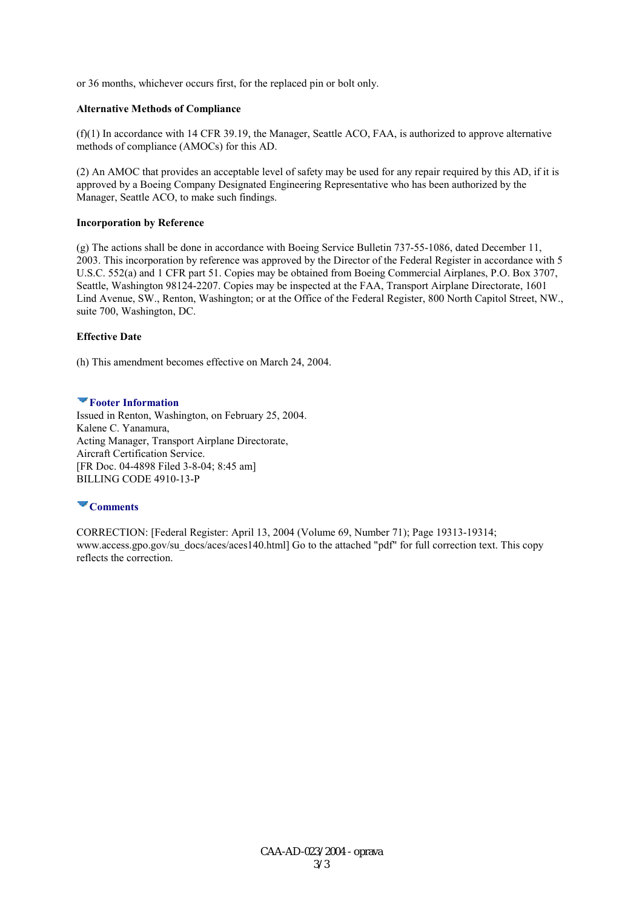or 36 months, whichever occurs first, for the replaced pin or bolt only.

**Alternative Methods of Compliance**

(f)(1) In accordance with 14 CFR 39.19, the Manager, Seattle ACO, FAA, is authorized to approve alternative methods of compliance (AMOCs) for this AD.

(2) An AMOC that provides an acceptable level of safety may be used for any repair required by this AD, if it is approved by a Boeing Company Designated Engineering Representative who has been authorized by the Manager, Seattle ACO, to make such findings.

**Incorporation by Reference**

(g) The actions shall be done in accordance with Boeing Service Bulletin 737-55-1086, dated December 11, 2003. This incorporation by reference was approved by the Director of the Federal Register in accordance with 5 U.S.C. 552(a) and 1 CFR part 51. Copies may be obtained from Boeing Commercial Airplanes, P.O. Box 3707, Seattle, Washington 98124-2207. Copies may be inspected at the FAA, Transport Airplane Directorate, 1601 Lind Avenue, SW., Renton, Washington; or at the Office of the Federal Register, 800 North Capitol Street, NW., suite 700, Washington, DC.

**Effective Date**

(h) This amendment becomes effective on March 24, 2004.

**Footer Information**

Issued in Renton, Washington, on February 25, 2004.
Kalene C. Yanamura,
Acting Manager, Transport Airplane Directorate,
Aircraft Certification Service.
[FR Doc. 04-4898 Filed 3-8-04; 8:45 am]
BILLING CODE 4910-13-P

**Comments**

CORRECTION: [Federal Register: April 13, 2004 (Volume 69, Number 71); Page 19313-19314; www.access.gpo.gov/su_docs/aces/aces140.html] Go to the attached "pdf" for full correction text. This copy reflects the correction.